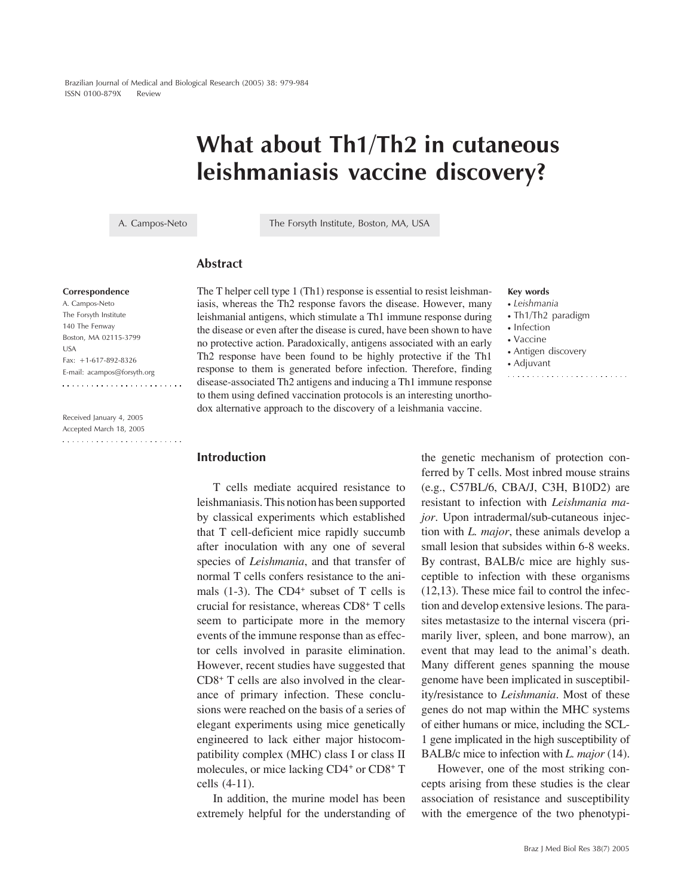# What about Th1/Th2 in cutaneous leishmaniasis vaccine discovery?

A. Campos-Neto

The Forsyth Institute, Boston, MA, USA

## Abstract

The T helper cell type 1 (Th1) response is essential to resist leishmaniasis, whereas the Th2 response favors the disease. However, many leishmanial antigens, which stimulate a Th1 immune response during the disease or even after the disease is cured, have been shown to have no protective action. Paradoxically, antigens associated with an early Th2 response have been found to be highly protective if the Th1 response to them is generated before infection. Therefore, finding disease-associated Th2 antigens and inducing a Th1 immune response to them using defined vaccination protocols is an interesting unorthodox alternative approach to the discovery of a leishmania vaccine.

**Key words**
- *Leishmania*
- Th1/Th2 paradigm
- Infection
- Vaccine
- Antigen discovery
- Adjuvant

**Correspondence**

A. Campos-Neto
The Forsyth Institute
140 The Fenway
Boston, MA 02115-3799
USA
Fax: +1-617-892-8326
E-mail: acampos@forsyth.org

Received January 4, 2005
Accepted March 18, 2005

## Introduction

T cells mediate acquired resistance to leishmaniasis. This notion has been supported by classical experiments which established that T cell-deficient mice rapidly succumb after inoculation with any one of several species of *Leishmania*, and that transfer of normal T cells confers resistance to the animals (1-3). The $CD4^+$ subset of T cells is crucial for resistance, whereas $CD8^+$ T cells seem to participate more in the memory events of the immune response than as effector cells involved in parasite elimination. However, recent studies have suggested that $CD8^+$ T cells are also involved in the clearance of primary infection. These conclusions were reached on the basis of a series of elegant experiments using mice genetically engineered to lack either major histocompatibility complex (MHC) class I or class II molecules, or mice lacking $CD4^+$ or $CD8^+$ T cells (4-11).

In addition, the murine model has been extremely helpful for the understanding of the genetic mechanism of protection conferred by T cells. Most inbred mouse strains (e.g., C57BL/6, CBA/J, C3H, B10D2) are resistant to infection with *Leishmania major*. Upon intradermal/sub-cutaneous injection with *L. major*, these animals develop a small lesion that subsides within 6-8 weeks. By contrast, BALB/c mice are highly susceptible to infection with these organisms (12,13). These mice fail to control the infection and develop extensive lesions. The parasites metastasize to the internal viscera (primarily liver, spleen, and bone marrow), an event that may lead to the animal's death. Many different genes spanning the mouse genome have been implicated in susceptibility/resistance to *Leishmania*. Most of these genes do not map within the MHC systems of either humans or mice, including the SCL-1 gene implicated in the high susceptibility of BALB/c mice to infection with *L. major* (14).

However, one of the most striking concepts arising from these studies is the clear association of resistance and susceptibility with the emergence of the two phenotypi-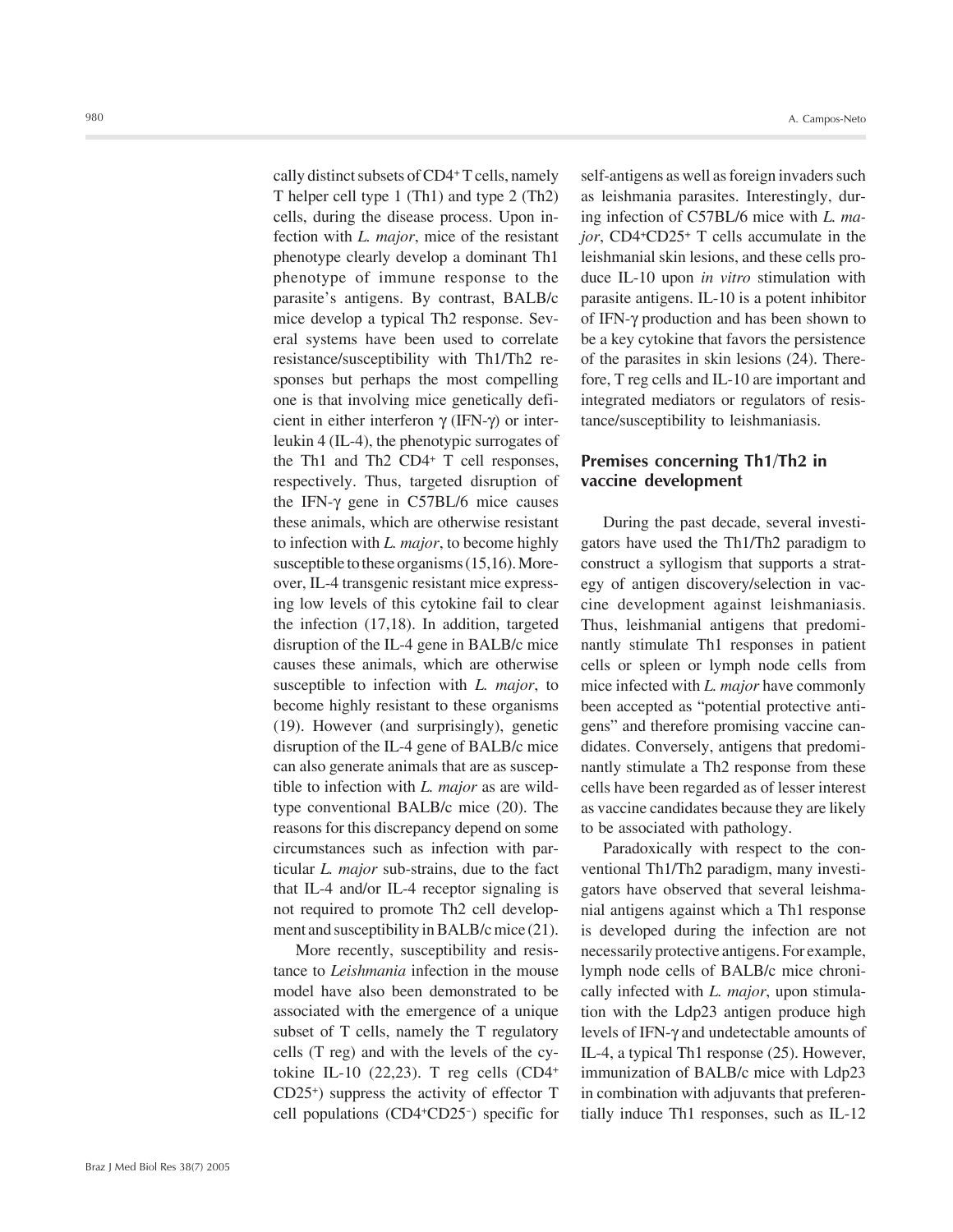cally distinct subsets of $CD4^+$ T cells, namely T helper cell type 1 (Th1) and type 2 (Th2) cells, during the disease process. Upon infection with *L. major*, mice of the resistant phenotype clearly develop a dominant Th1 phenotype of immune response to the parasite's antigens. By contrast, BALB/c mice develop a typical Th2 response. Several systems have been used to correlate resistance/susceptibility with Th1/Th2 responses but perhaps the most compelling one is that involving mice genetically deficient in either interferon γ (IFN-γ) or interleukin 4 (IL-4), the phenotypic surrogates of the Th1 and Th2 $CD4^+$ T cell responses, respectively. Thus, targeted disruption of the IFN-γ gene in C57BL/6 mice causes these animals, which are otherwise resistant to infection with *L. major*, to become highly susceptible to these organisms (15,16). Moreover, IL-4 transgenic resistant mice expressing low levels of this cytokine fail to clear the infection (17,18). In addition, targeted disruption of the IL-4 gene in BALB/c mice causes these animals, which are otherwise susceptible to infection with *L. major*, to become highly resistant to these organisms (19). However (and surprisingly), genetic disruption of the IL-4 gene of BALB/c mice can also generate animals that are as susceptible to infection with *L. major* as are wild-type conventional BALB/c mice (20). The reasons for this discrepancy depend on some circumstances such as infection with particular *L. major* sub-strains, due to the fact that IL-4 and/or IL-4 receptor signaling is not required to promote Th2 cell development and susceptibility in BALB/c mice (21).

More recently, susceptibility and resistance to *Leishmania* infection in the mouse model have also been demonstrated to be associated with the emergence of a unique subset of T cells, namely the T regulatory cells (T reg) and with the levels of the cytokine IL-10 (22,23). T reg cells ($CD4^+CD25^+$) suppress the activity of effector T cell populations ($CD4^+CD25^-$) specific for self-antigens as well as foreign invaders such as leishmania parasites. Interestingly, during infection of C57BL/6 mice with *L. major*, $CD4^+CD25^+$ T cells accumulate in the leishmanial skin lesions, and these cells produce IL-10 upon *in vitro* stimulation with parasite antigens. IL-10 is a potent inhibitor of IFN-γ production and has been shown to be a key cytokine that favors the persistence of the parasites in skin lesions (24). Therefore, T reg cells and IL-10 are important and integrated mediators or regulators of resistance/susceptibility to leishmaniasis.

## Premises concerning Th1/Th2 in vaccine development

During the past decade, several investigators have used the Th1/Th2 paradigm to construct a syllogism that supports a strategy of antigen discovery/selection in vaccine development against leishmaniasis. Thus, leishmanial antigens that predominantly stimulate Th1 responses in patient cells or spleen or lymph node cells from mice infected with *L. major* have commonly been accepted as "potential protective antigens" and therefore promising vaccine candidates. Conversely, antigens that predominantly stimulate a Th2 response from these cells have been regarded as of lesser interest as vaccine candidates because they are likely to be associated with pathology.

Paradoxically with respect to the conventional Th1/Th2 paradigm, many investigators have observed that several leishmanial antigens against which a Th1 response is developed during the infection are not necessarily protective antigens. For example, lymph node cells of BALB/c mice chronically infected with *L. major*, upon stimulation with the Ldp23 antigen produce high levels of IFN-γ and undetectable amounts of IL-4, a typical Th1 response (25). However, immunization of BALB/c mice with Ldp23 in combination with adjuvants that preferentially induce Th1 responses, such as IL-12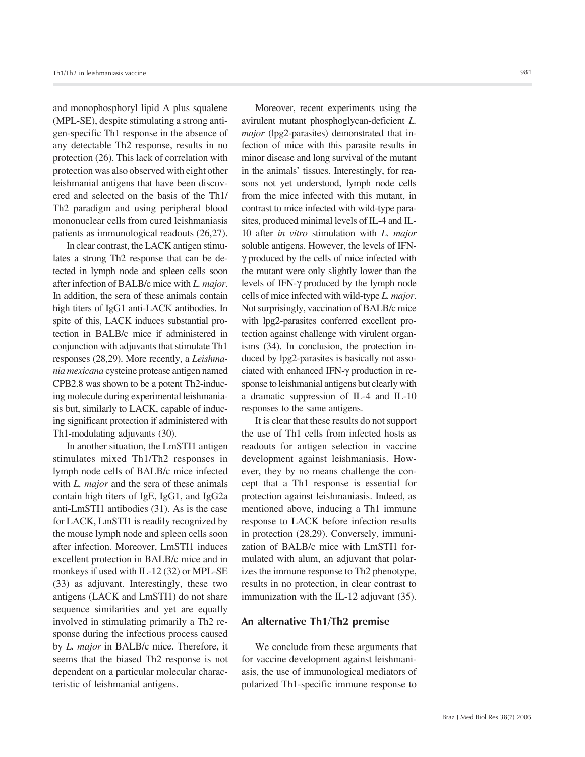and monophosphoryl lipid A plus squalene (MPL-SE), despite stimulating a strong antigen-specific Th1 response in the absence of any detectable Th2 response, results in no protection (26). This lack of correlation with protection was also observed with eight other leishmanial antigens that have been discovered and selected on the basis of the Th1/Th2 paradigm and using peripheral blood mononuclear cells from cured leishmaniasis patients as immunological readouts (26,27).

In clear contrast, the LACK antigen stimulates a strong Th2 response that can be detected in lymph node and spleen cells soon after infection of BALB/c mice with *L. major*. In addition, the sera of these animals contain high titers of IgG1 anti-LACK antibodies. In spite of this, LACK induces substantial protection in BALB/c mice if administered in conjunction with adjuvants that stimulate Th1 responses (28,29). More recently, a *Leishmania mexicana* cysteine protease antigen named CPB2.8 was shown to be a potent Th2-inducing molecule during experimental leishmaniasis but, similarly to LACK, capable of inducing significant protection if administered with Th1-modulating adjuvants (30).

In another situation, the LmSTI1 antigen stimulates mixed Th1/Th2 responses in lymph node cells of BALB/c mice infected with *L. major* and the sera of these animals contain high titers of IgE, IgG1, and IgG2a anti-LmSTI1 antibodies (31). As is the case for LACK, LmSTI1 is readily recognized by the mouse lymph node and spleen cells soon after infection. Moreover, LmSTI1 induces excellent protection in BALB/c mice and in monkeys if used with IL-12 (32) or MPL-SE (33) as adjuvant. Interestingly, these two antigens (LACK and LmSTI1) do not share sequence similarities and yet are equally involved in stimulating primarily a Th2 response during the infectious process caused by *L. major* in BALB/c mice. Therefore, it seems that the biased Th2 response is not dependent on a particular molecular characteristic of leishmanial antigens.

Moreover, recent experiments using the avirulent mutant phosphoglycan-deficient *L. major* (lpg2-parasites) demonstrated that infection of mice with this parasite results in minor disease and long survival of the mutant in the animals' tissues. Interestingly, for reasons not yet understood, lymph node cells from the mice infected with this mutant, in contrast to mice infected with wild-type parasites, produced minimal levels of IL-4 and IL-10 after *in vitro* stimulation with *L. major* soluble antigens. However, the levels of IFN-γ produced by the cells of mice infected with the mutant were only slightly lower than the levels of IFN-γ produced by the lymph node cells of mice infected with wild-type *L. major*. Not surprisingly, vaccination of BALB/c mice with lpg2-parasites conferred excellent protection against challenge with virulent organisms (34). In conclusion, the protection induced by lpg2-parasites is basically not associated with enhanced IFN-γ production in response to leishmanial antigens but clearly with a dramatic suppression of IL-4 and IL-10 responses to the same antigens.

It is clear that these results do not support the use of Th1 cells from infected hosts as readouts for antigen selection in vaccine development against leishmaniasis. However, they by no means challenge the concept that a Th1 response is essential for protection against leishmaniasis. Indeed, as mentioned above, inducing a Th1 immune response to LACK before infection results in protection (28,29). Conversely, immunization of BALB/c mice with LmSTI1 formulated with alum, an adjuvant that polarizes the immune response to Th2 phenotype, results in no protection, in clear contrast to immunization with the IL-12 adjuvant (35).

## An alternative Th1/Th2 premise

We conclude from these arguments that for vaccine development against leishmaniasis, the use of immunological mediators of polarized Th1-specific immune response to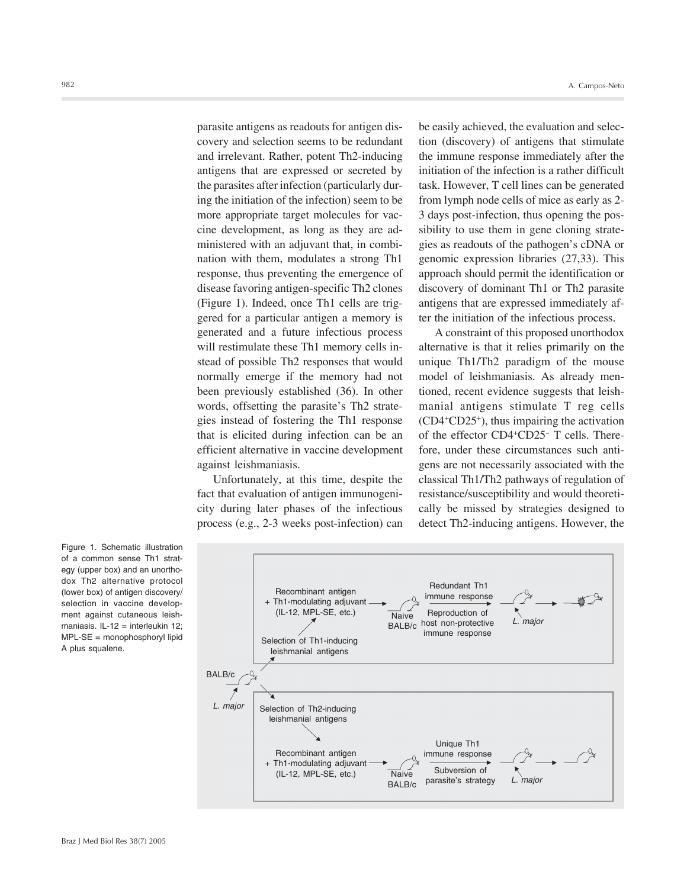parasite antigens as readouts for antigen discovery and selection seems to be redundant and irrelevant. Rather, potent Th2-inducing antigens that are expressed or secreted by the parasites after infection (particularly during the initiation of the infection) seem to be more appropriate target molecules for vaccine development, as long as they are administered with an adjuvant that, in combination with them, modulates a strong Th1 response, thus preventing the emergence of disease favoring antigen-specific Th2 clones (Figure 1). Indeed, once Th1 cells are triggered for a particular antigen a memory is generated and a future infectious process will restimulate these Th1 memory cells instead of possible Th2 responses that would normally emerge if the memory had not been previously established (36). In other words, offsetting the parasite's Th2 strategies instead of fostering the Th1 response that is elicited during infection can be an efficient alternative in vaccine development against leishmaniasis.

Unfortunately, at this time, despite the fact that evaluation of antigen immunogenicity during later phases of the infectious process (e.g., 2-3 weeks post-infection) can be easily achieved, the evaluation and selection (discovery) of antigens that stimulate the immune response immediately after the initiation of the infection is a rather difficult task. However, T cell lines can be generated from lymph node cells of mice as early as 2-3 days post-infection, thus opening the possibility to use them in gene cloning strategies as readouts of the pathogen's cDNA or genomic expression libraries (27,33). This approach should permit the identification or discovery of dominant Th1 or Th2 parasite antigens that are expressed immediately after the initiation of the infectious process.

A constraint of this proposed unorthodox alternative is that it relies primarily on the unique Th1/Th2 paradigm of the mouse model of leishmaniasis. As already mentioned, recent evidence suggests that leishmanial antigens stimulate T reg cells ($CD4^+CD25^+$), thus impairing the activation of the effector $CD4^+CD25^-$ T cells. Therefore, under these circumstances such antigens are not necessarily associated with the classical Th1/Th2 pathways of regulation of resistance/susceptibility and would theoretically be missed by strategies designed to detect Th2-inducing antigens. However, the

Figure 1. Schematic illustration of a common sense Th1 strategy (upper box) and an unorthodox Th2 alternative protocol (lower box) of antigen discovery/selection in vaccine development against cutaneous leishmaniasis. IL-12 = interleukin 12; MPL-SE = monophosphoryl lipid A plus squalene.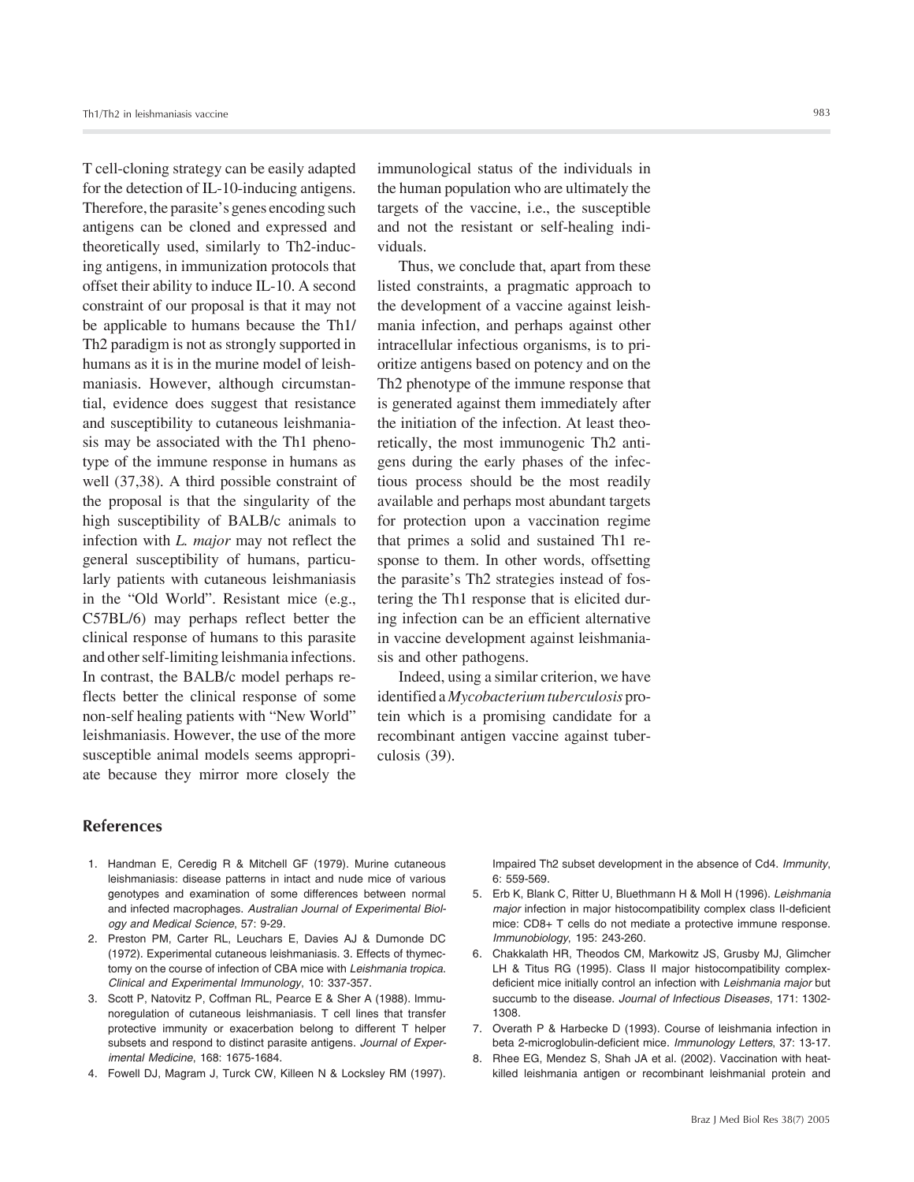T cell-cloning strategy can be easily adapted for the detection of IL-10-inducing antigens. Therefore, the parasite's genes encoding such antigens can be cloned and expressed and theoretically used, similarly to Th2-inducing antigens, in immunization protocols that offset their ability to induce IL-10. A second constraint of our proposal is that it may not be applicable to humans because the Th1/Th2 paradigm is not as strongly supported in humans as it is in the murine model of leishmaniasis. However, although circumstantial, evidence does suggest that resistance and susceptibility to cutaneous leishmaniasis may be associated with the Th1 phenotype of the immune response in humans as well (37,38). A third possible constraint of the proposal is that the singularity of the high susceptibility of BALB/c animals to infection with *L. major* may not reflect the general susceptibility of humans, particularly patients with cutaneous leishmaniasis in the "Old World". Resistant mice (e.g., C57BL/6) may perhaps reflect better the clinical response of humans to this parasite and other self-limiting leishmania infections. In contrast, the BALB/c model perhaps reflects better the clinical response of some non-self healing patients with "New World" leishmaniasis. However, the use of the more susceptible animal models seems appropriate because they mirror more closely the immunological status of the individuals in the human population who are ultimately the targets of the vaccine, i.e., the susceptible and not the resistant or self-healing individuals.

Thus, we conclude that, apart from these listed constraints, a pragmatic approach to the development of a vaccine against leishmania infection, and perhaps against other intracellular infectious organisms, is to prioritize antigens based on potency and on the Th2 phenotype of the immune response that is generated against them immediately after the initiation of the infection. At least theoretically, the most immunogenic Th2 antigens during the early phases of the infectious process should be the most readily available and perhaps most abundant targets for protection upon a vaccination regime that primes a solid and sustained Th1 response to them. In other words, offsetting the parasite's Th2 strategies instead of fostering the Th1 response that is elicited during infection can be an efficient alternative in vaccine development against leishmaniasis and other pathogens.

Indeed, using a similar criterion, we have identified a *Mycobacterium tuberculosis* protein which is a promising candidate for a recombinant antigen vaccine against tuberculosis (39).

## References

1. Handman E, Ceredig R & Mitchell GF (1979). Murine cutaneous leishmaniasis: disease patterns in intact and nude mice of various genotypes and examination of some differences between normal and infected macrophages. *Australian Journal of Experimental Biology and Medical Science*, 57: 9-29.
2. Preston PM, Carter RL, Leuchars E, Davies AJ & Dumonde DC (1972). Experimental cutaneous leishmaniasis. 3. Effects of thymectomy on the course of infection of CBA mice with *Leishmania tropica*. *Clinical and Experimental Immunology*, 10: 337-357.
3. Scott P, Natovitz P, Coffman RL, Pearce E & Sher A (1988). Immunoregulation of cutaneous leishmaniasis. T cell lines that transfer protective immunity or exacerbation belong to different T helper subsets and respond to distinct parasite antigens. *Journal of Experimental Medicine*, 168: 1675-1684.
4. Fowell DJ, Magram J, Turck CW, Killeen N & Locksley RM (1997). Impaired Th2 subset development in the absence of Cd4. *Immunity*, 6: 559-569.
5. Erb K, Blank C, Ritter U, Bluethmann H & Moll H (1996). *Leishmania major* infection in major histocompatibility complex class II-deficient mice: CD8+ T cells do not mediate a protective immune response. *Immunobiology*, 195: 243-260.
6. Chakkalath HR, Theodos CM, Markowitz JS, Grusby MJ, Glimcher LH & Titus RG (1995). Class II major histocompatibility complex-deficient mice initially control an infection with *Leishmania major* but succumb to the disease. *Journal of Infectious Diseases*, 171: 1302-1308.
7. Overath P & Harbecke D (1993). Course of leishmania infection in beta 2-microglobulin-deficient mice. *Immunology Letters*, 37: 13-17.
8. Rhee EG, Mendez S, Shah JA et al. (2002). Vaccination with heat-killed leishmania antigen or recombinant leishmanial protein and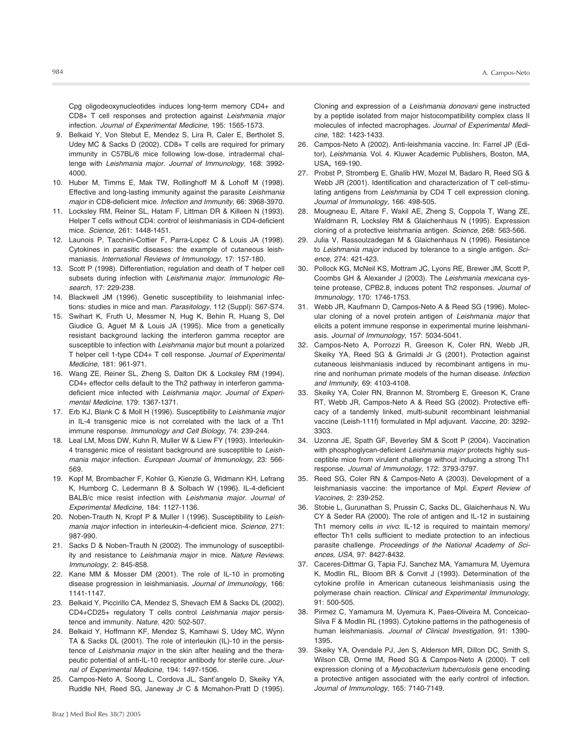Cpg oligodeoxynucleotides induces long-term memory CD4+ and CD8+ T cell responses and protection against *Leishmania major* infection. *Journal of Experimental Medicine*, 195: 1565-1573.

9. Belkaid Y, Von Stebut E, Mendez S, Lira R, Caler E, Bertholet S, Udey MC & Sacks D (2002). CD8+ T cells are required for primary immunity in C57BL/6 mice following low-dose, intradermal challenge with *Leishmania major*. *Journal of Immunology*, 168: 3992-4000.
10. Huber M, Timms E, Mak TW, Rollinghoff M & Lohoff M (1998). Effective and long-lasting immunity against the parasite *Leishmania major* in CD8-deficient mice. *Infection and Immunity*, 66: 3968-3970.
11. Locksley RM, Reiner SL, Hatam F, Littman DR & Killeen N (1993). Helper T cells without CD4: control of leishmaniasis in CD4-deficient mice. *Science*, 261: 1448-1451.
12. Launois P, Tacchini-Cottier F, Parra-Lopez C & Louis JA (1998). Cytokines in parasitic diseases: the example of cutaneous leishmaniasis. *International Reviews of Immunology*, 17: 157-180.
13. Scott P (1998). Differentiation, regulation and death of T helper cell subsets during infection with *Leishmania major*. *Immunologic Research*, 17: 229-238.
14. Blackwell JM (1996). Genetic susceptibility to leishmanial infections: studies in mice and man. *Parasitology*, 112 (Suppl): S67-S74.
15. Swihart K, Fruth U, Messmer N, Hug K, Behin R, Huang S, Del Giudice G, Aguet M & Louis JA (1995). Mice from a genetically resistant background lacking the interferon gamma receptor are susceptible to infection with *Leishmania major* but mount a polarized T helper cell 1-type CD4+ T cell response. *Journal of Experimental Medicine*, 181: 961-971.
16. Wang ZE, Reiner SL, Zheng S, Dalton DK & Locksley RM (1994). CD4+ effector cells default to the Th2 pathway in interferon gamma-deficient mice infected with *Leishmania major*. *Journal of Experimental Medicine*, 179: 1367-1371.
17. Erb KJ, Blank C & Moll H (1996). Susceptibility to *Leishmania major* in IL-4 transgenic mice is not correlated with the lack of a Th1 immune response. *Immunology and Cell Biology*, 74: 239-244.
18. Leal LM, Moss DW, Kuhn R, Muller W & Liew FY (1993). Interleukin-4 transgenic mice of resistant background are susceptible to *Leishmania major* infection. *European Journal of Immunology*, 23: 566-569.
19. Kopf M, Brombacher F, Kohler G, Kienzle G, Widmann KH, Lefrang K, Humborg C, Ledermann B & Solbach W (1996). IL-4-deficient BALB/c mice resist infection with *Leishmania major*. *Journal of Experimental Medicine*, 184: 1127-1136.
20. Noben-Trauth N, Kropf P & Muller I (1996). Susceptibility to *Leishmania major* infection in interleukin-4-deficient mice. *Science*, 271: 987-990.
21. Sacks D & Noben-Trauth N (2002). The immunology of susceptibility and resistance to *Leishmania major* in mice. *Nature Reviews. Immunology*, 2: 845-858.
22. Kane MM & Mosser DM (2001). The role of IL-10 in promoting disease progression in leishmaniasis. *Journal of Immunology*, 166: 1141-1147.
23. Belkaid Y, Piccirillo CA, Mendez S, Shevach EM & Sacks DL (2002). CD4+CD25+ regulatory T cells control *Leishmania major* persistence and immunity. *Nature*, 420: 502-507.
24. Belkaid Y, Hoffmann KF, Mendez S, Kamhawi S, Udey MC, Wynn TA & Sacks DL (2001). The role of interleukin (IL)-10 in the persistence of *Leishmania major* in the skin after healing and the therapeutic potential of anti-IL-10 receptor antibody for sterile cure. *Journal of Experimental Medicine*, 194: 1497-1506.
25. Campos-Neto A, Soong L, Cordova JL, Sant'angelo D, Skeiky YA, Ruddle NH, Reed SG, Janeway Jr C & Mcmahon-Pratt D (1995). Cloning and expression of a *Leishmania donovani* gene instructed by a peptide isolated from major histocompatibility complex class II molecules of infected macrophages. *Journal of Experimental Medicine*, 182: 1423-1433.
26. Campos-Neto A (2002). Anti-leishmania vaccine. In: Farrel JP (Editor), *Leishmania*. Vol. 4. Kluwer Academic Publishers, Boston, MA, USA**,** 169-190.
27. Probst P, Stromberg E, Ghalib HW, Mozel M, Badaro R, Reed SG & Webb JR (2001). Identification and characterization of T cell-stimulating antigens from *Leishmania* by CD4 T cell expression cloning. *Journal of Immunology*, 166: 498-505.
28. Mougneau E, Altare F, Wakil AE, Zheng S, Coppola T, Wang ZE, Waldmann R, Locksley RM & Glaichenhaus N (1995). Expression cloning of a protective leishmania antigen. *Science*, 268: 563-566.
29. Julia V, Rassoulzadegan M & Glaichenhaus N (1996). Resistance to *Leishmania major* induced by tolerance to a single antigen. *Science*, 274: 421-423.
30. Pollock KG, McNeil KS, Mottram JC, Lyons RE, Brewer JM, Scott P, Coombs GH & Alexander J (2003). The *Leishmania mexicana* cysteine protease, CPB2.8, induces potent Th2 responses. *Journal of Immunology*, 170: 1746-1753.
31. Webb JR, Kaufmann D, Campos-Neto A & Reed SG (1996). Molecular cloning of a novel protein antigen of *Leishmania major* that elicits a potent immune response in experimental murine leishmaniasis. *Journal of Immunology*, 157: 5034-5041.
32. Campos-Neto A, Porrozzi R, Greeson K, Coler RN, Webb JR, Skeiky YA, Reed SG & Grimaldi Jr G (2001). Protection against cutaneous leishmaniasis induced by recombinant antigens in murine and nonhuman primate models of the human disease. *Infection and Immunity*, 69: 4103-4108.
33. Skeiky YA, Coler RN, Brannon M, Stromberg E, Greeson K, Crane RT, Webb JR, Campos-Neto A & Reed SG (2002). Protective efficacy of a tandemly linked, multi-subunit recombinant leishmanial vaccine (Leish-111f) formulated in Mpl adjuvant. *Vaccine*, 20: 3292-3303.
34. Uzonna JE, Spath GF, Beverley SM & Scott P (2004). Vaccination with phosphoglycan-deficient *Leishmania major* protects highly susceptible mice from virulent challenge without inducing a strong Th1 response. *Journal of Immunology*, 172: 3793-3797.
35. Reed SG, Coler RN & Campos-Neto A (2003). Development of a leishmaniasis vaccine: the importance of Mpl. *Expert Review of Vaccines*, 2: 239-252.
36. Stobie L, Gurunathan S, Prussin C, Sacks DL, Glaichenhaus N, Wu CY & Seder RA (2000). The role of antigen and IL-12 in sustaining Th1 memory cells *in vivo*: IL-12 is required to maintain memory/effector Th1 cells sufficient to mediate protection to an infectious parasite challenge. *Proceedings of the National Academy of Sciences, USA*, 97: 8427-8432.
37. Caceres-Dittmar G, Tapia FJ, Sanchez MA, Yamamura M, Uyemura K, Modlin RL, Bloom BR & Convit J (1993). Determination of the cytokine profile in American cutaneous leishmaniasis using the polymerase chain reaction. *Clinical and Experimental Immunology*, 91: 500-505.
38. Pirmez C, Yamamura M, Uyemura K, Paes-Oliveira M, Conceicao-Silva F & Modlin RL (1993). Cytokine patterns in the pathogenesis of human leishmaniasis. *Journal of Clinical Investigation*, 91: 1390-1395.
39. Skeiky YA, Ovendale PJ, Jen S, Alderson MR, Dillon DC, Smith S, Wilson CB, Orme IM, Reed SG & Campos-Neto A (2000). T cell expression cloning of a *Mycobacterium tuberculosis* gene encoding a protective antigen associated with the early control of infection. *Journal of Immunology*, 165: 7140-7149.